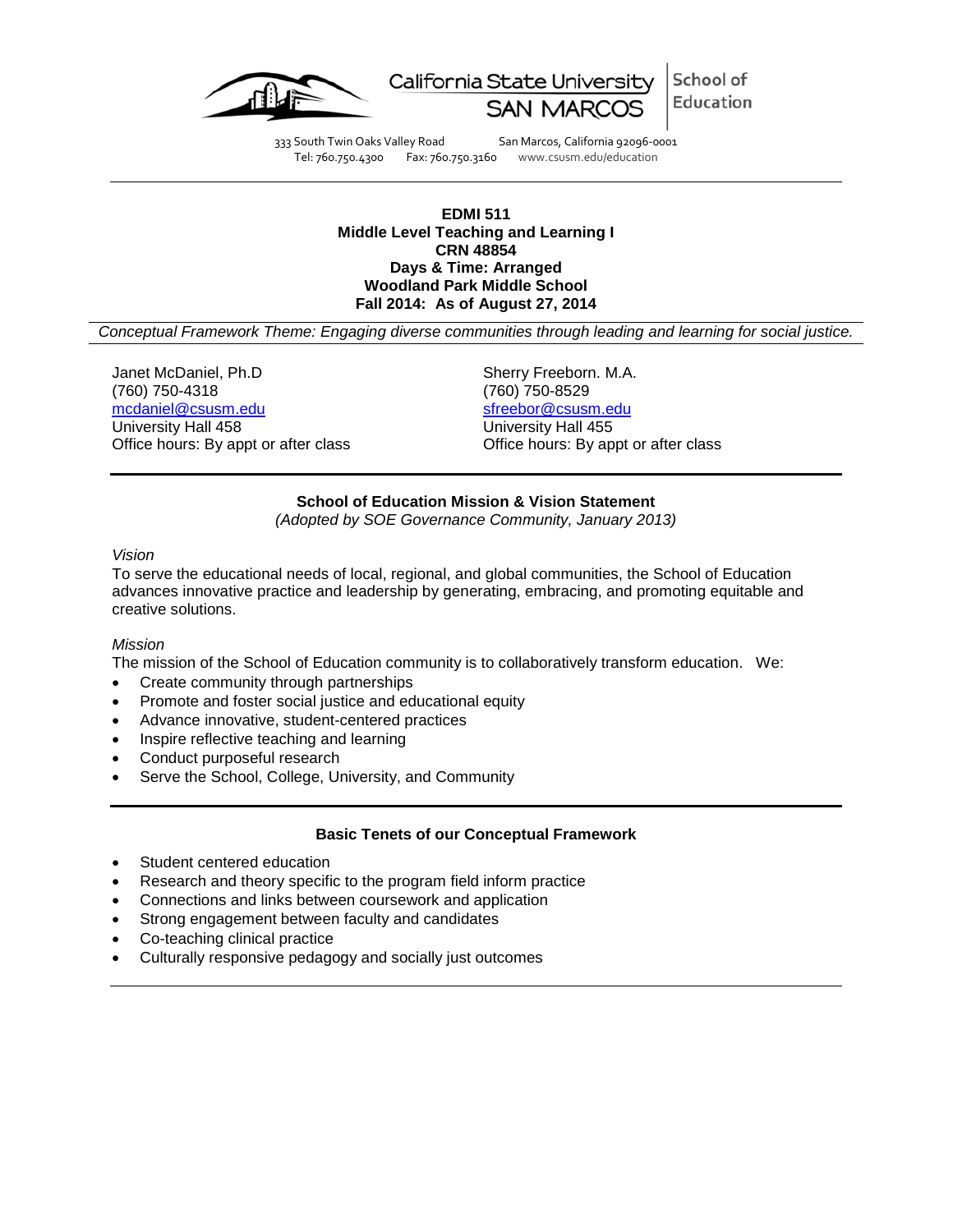California State University SAN MARCOS | School of Education

333 South Twin Oaks Valley Road San Marcos, California 92096-0001
Tel: 760.750.4300 Fax: 760.750.3160 www.csusm.edu/education

**EDMI 511**
**Middle Level Teaching and Learning I**
**CRN 48854**
**Days & Time: Arranged**
**Woodland Park Middle School**
**Fall 2014: As of August 27, 2014**

*Conceptual Framework Theme: Engaging diverse communities through leading and learning for social justice.*

Janet McDaniel, Ph.D
(760) 750-4318
mcdaniel@csusm.edu
University Hall 458
Office hours: By appt or after class

Sherry Freeborn. M.A.
(760) 750-8529
sfreebor@csusm.edu
University Hall 455
Office hours: By appt or after class

## School of Education Mission & Vision Statement

*(Adopted by SOE Governance Community, January 2013)*

*Vision*

To serve the educational needs of local, regional, and global communities, the School of Education advances innovative practice and leadership by generating, embracing, and promoting equitable and creative solutions.

*Mission*

The mission of the School of Education community is to collaboratively transform education. We:

- Create community through partnerships
- Promote and foster social justice and educational equity
- Advance innovative, student-centered practices
- Inspire reflective teaching and learning
- Conduct purposeful research
- Serve the School, College, University, and Community

## Basic Tenets of our Conceptual Framework

- Student centered education
- Research and theory specific to the program field inform practice
- Connections and links between coursework and application
- Strong engagement between faculty and candidates
- Co-teaching clinical practice
- Culturally responsive pedagogy and socially just outcomes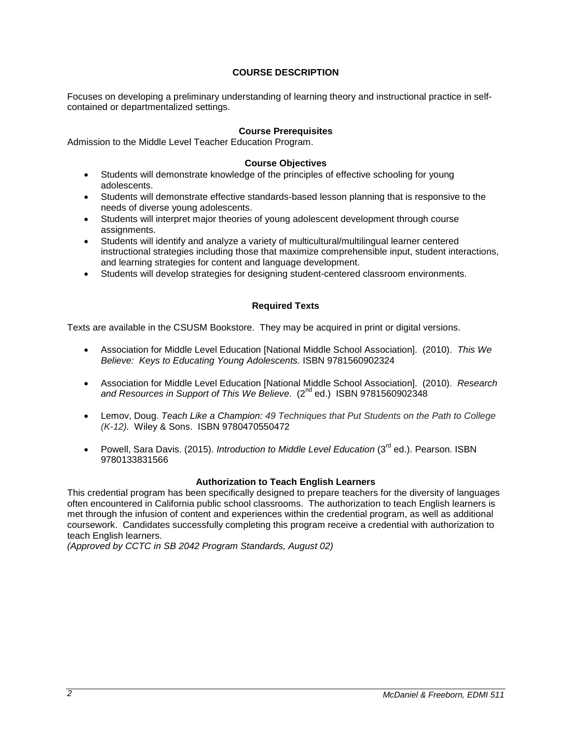## COURSE DESCRIPTION

Focuses on developing a preliminary understanding of learning theory and instructional practice in self-contained or departmentalized settings.

### Course Prerequisites

Admission to the Middle Level Teacher Education Program.

### Course Objectives

- Students will demonstrate knowledge of the principles of effective schooling for young adolescents.
- Students will demonstrate effective standards-based lesson planning that is responsive to the needs of diverse young adolescents.
- Students will interpret major theories of young adolescent development through course assignments.
- Students will identify and analyze a variety of multicultural/multilingual learner centered instructional strategies including those that maximize comprehensible input, student interactions, and learning strategies for content and language development.
- Students will develop strategies for designing student-centered classroom environments.

### Required Texts

Texts are available in the CSUSM Bookstore. They may be acquired in print or digital versions.

- Association for Middle Level Education [National Middle School Association]. (2010). *This We Believe: Keys to Educating Young Adolescents.* ISBN 9781560902324
- Association for Middle Level Education [National Middle School Association]. (2010). *Research and Resources in Support of This We Believe*. (2nd ed.) ISBN 9781560902348
- Lemov, Doug. *Teach Like a Champion: 49 Techniques that Put Students on the Path to College (K-12).* Wiley & Sons. ISBN 9780470550472
- Powell, Sara Davis. (2015). *Introduction to Middle Level Education* (3rd ed.). Pearson. ISBN 9780133831566

### Authorization to Teach English Learners

This credential program has been specifically designed to prepare teachers for the diversity of languages often encountered in California public school classrooms. The authorization to teach English learners is met through the infusion of content and experiences within the credential program, as well as additional coursework. Candidates successfully completing this program receive a credential with authorization to teach English learners.
*(Approved by CCTC in SB 2042 Program Standards, August 02)*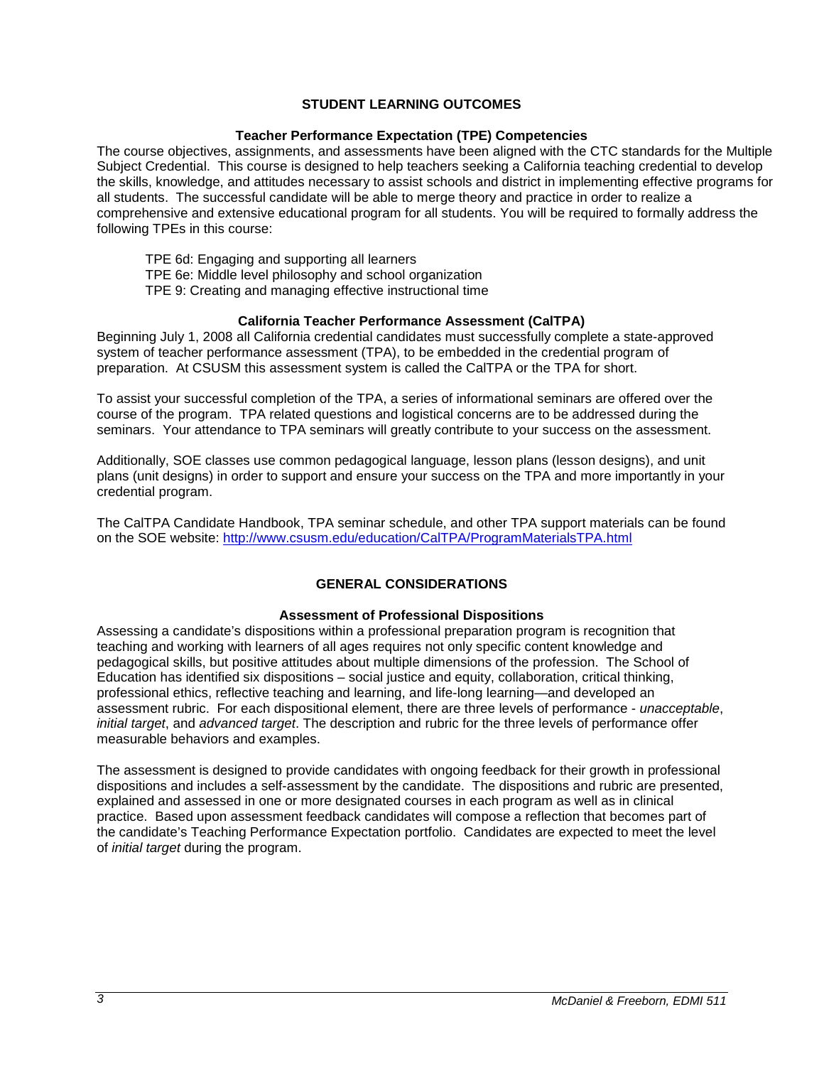## STUDENT LEARNING OUTCOMES

### Teacher Performance Expectation (TPE) Competencies

The course objectives, assignments, and assessments have been aligned with the CTC standards for the Multiple Subject Credential. This course is designed to help teachers seeking a California teaching credential to develop the skills, knowledge, and attitudes necessary to assist schools and district in implementing effective programs for all students. The successful candidate will be able to merge theory and practice in order to realize a comprehensive and extensive educational program for all students. You will be required to formally address the following TPEs in this course:

TPE 6d: Engaging and supporting all learners
TPE 6e: Middle level philosophy and school organization
TPE 9: Creating and managing effective instructional time

### California Teacher Performance Assessment (CalTPA)

Beginning July 1, 2008 all California credential candidates must successfully complete a state-approved system of teacher performance assessment (TPA), to be embedded in the credential program of preparation. At CSUSM this assessment system is called the CalTPA or the TPA for short.

To assist your successful completion of the TPA, a series of informational seminars are offered over the course of the program. TPA related questions and logistical concerns are to be addressed during the seminars. Your attendance to TPA seminars will greatly contribute to your success on the assessment.

Additionally, SOE classes use common pedagogical language, lesson plans (lesson designs), and unit plans (unit designs) in order to support and ensure your success on the TPA and more importantly in your credential program.

The CalTPA Candidate Handbook, TPA seminar schedule, and other TPA support materials can be found on the SOE website: http://www.csusm.edu/education/CalTPA/ProgramMaterialsTPA.html

## GENERAL CONSIDERATIONS

### Assessment of Professional Dispositions

Assessing a candidate's dispositions within a professional preparation program is recognition that teaching and working with learners of all ages requires not only specific content knowledge and pedagogical skills, but positive attitudes about multiple dimensions of the profession. The School of Education has identified six dispositions – social justice and equity, collaboration, critical thinking, professional ethics, reflective teaching and learning, and life-long learning—and developed an assessment rubric. For each dispositional element, there are three levels of performance - *unacceptable*, *initial target*, and *advanced target*. The description and rubric for the three levels of performance offer measurable behaviors and examples.

The assessment is designed to provide candidates with ongoing feedback for their growth in professional dispositions and includes a self-assessment by the candidate. The dispositions and rubric are presented, explained and assessed in one or more designated courses in each program as well as in clinical practice. Based upon assessment feedback candidates will compose a reflection that becomes part of the candidate's Teaching Performance Expectation portfolio. Candidates are expected to meet the level of *initial target* during the program.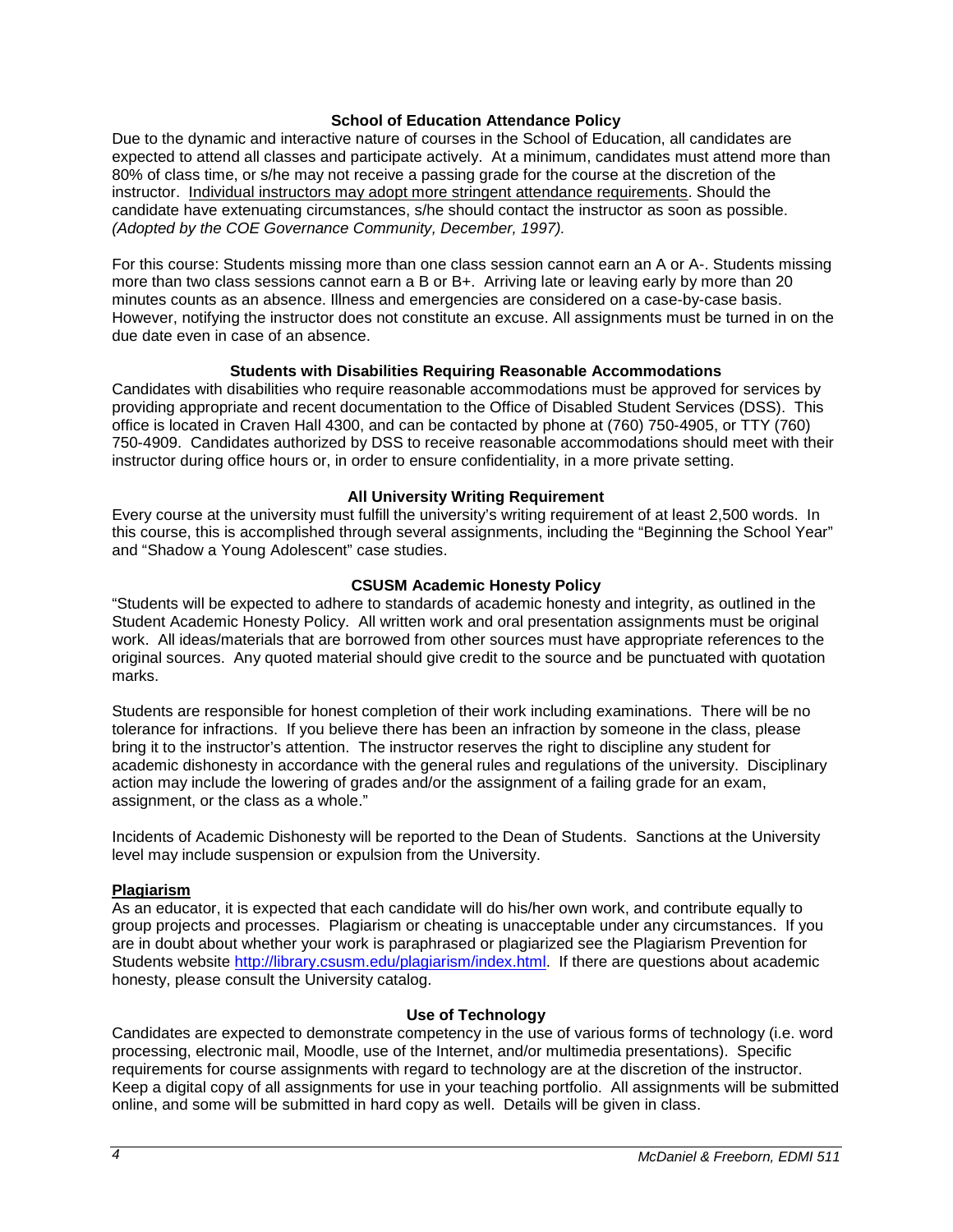## School of Education Attendance Policy

Due to the dynamic and interactive nature of courses in the School of Education, all candidates are expected to attend all classes and participate actively. At a minimum, candidates must attend more than 80% of class time, or s/he may not receive a passing grade for the course at the discretion of the instructor. <u>Individual instructors may adopt more stringent attendance requirements</u>. Should the candidate have extenuating circumstances, s/he should contact the instructor as soon as possible. *(Adopted by the COE Governance Community, December, 1997).*

For this course: Students missing more than one class session cannot earn an A or A-. Students missing more than two class sessions cannot earn a B or B+. Arriving late or leaving early by more than 20 minutes counts as an absence. Illness and emergencies are considered on a case-by-case basis. However, notifying the instructor does not constitute an excuse. All assignments must be turned in on the due date even in case of an absence.

## Students with Disabilities Requiring Reasonable Accommodations

Candidates with disabilities who require reasonable accommodations must be approved for services by providing appropriate and recent documentation to the Office of Disabled Student Services (DSS). This office is located in Craven Hall 4300, and can be contacted by phone at (760) 750-4905, or TTY (760) 750-4909. Candidates authorized by DSS to receive reasonable accommodations should meet with their instructor during office hours or, in order to ensure confidentiality, in a more private setting.

## All University Writing Requirement

Every course at the university must fulfill the university's writing requirement of at least 2,500 words. In this course, this is accomplished through several assignments, including the "Beginning the School Year" and "Shadow a Young Adolescent" case studies.

## CSUSM Academic Honesty Policy

"Students will be expected to adhere to standards of academic honesty and integrity, as outlined in the Student Academic Honesty Policy. All written work and oral presentation assignments must be original work. All ideas/materials that are borrowed from other sources must have appropriate references to the original sources. Any quoted material should give credit to the source and be punctuated with quotation marks.

Students are responsible for honest completion of their work including examinations. There will be no tolerance for infractions. If you believe there has been an infraction by someone in the class, please bring it to the instructor's attention. The instructor reserves the right to discipline any student for academic dishonesty in accordance with the general rules and regulations of the university. Disciplinary action may include the lowering of grades and/or the assignment of a failing grade for an exam, assignment, or the class as a whole."

Incidents of Academic Dishonesty will be reported to the Dean of Students. Sanctions at the University level may include suspension or expulsion from the University.

### Plagiarism

As an educator, it is expected that each candidate will do his/her own work, and contribute equally to group projects and processes. Plagiarism or cheating is unacceptable under any circumstances. If you are in doubt about whether your work is paraphrased or plagiarized see the Plagiarism Prevention for Students website http://library.csusm.edu/plagiarism/index.html. If there are questions about academic honesty, please consult the University catalog.

## Use of Technology

Candidates are expected to demonstrate competency in the use of various forms of technology (i.e. word processing, electronic mail, Moodle, use of the Internet, and/or multimedia presentations). Specific requirements for course assignments with regard to technology are at the discretion of the instructor. Keep a digital copy of all assignments for use in your teaching portfolio. All assignments will be submitted online, and some will be submitted in hard copy as well. Details will be given in class.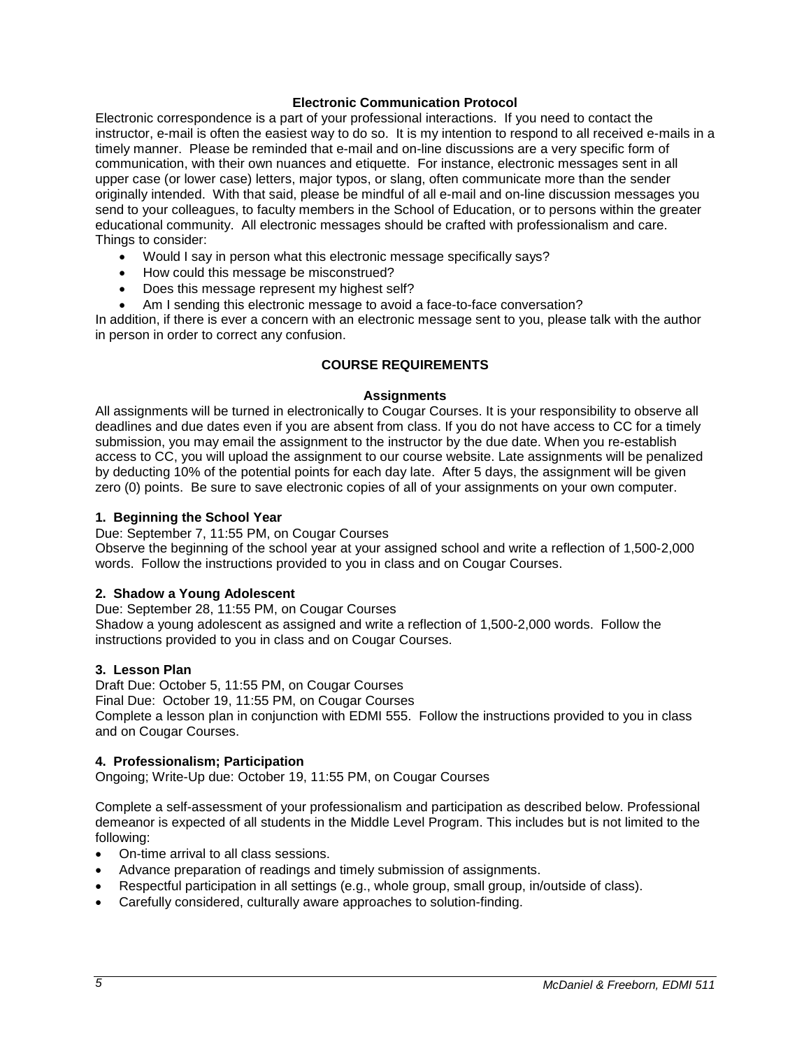### Electronic Communication Protocol

Electronic correspondence is a part of your professional interactions. If you need to contact the instructor, e-mail is often the easiest way to do so. It is my intention to respond to all received e-mails in a timely manner. Please be reminded that e-mail and on-line discussions are a very specific form of communication, with their own nuances and etiquette. For instance, electronic messages sent in all upper case (or lower case) letters, major typos, or slang, often communicate more than the sender originally intended. With that said, please be mindful of all e-mail and on-line discussion messages you send to your colleagues, to faculty members in the School of Education, or to persons within the greater educational community. All electronic messages should be crafted with professionalism and care. Things to consider:

- Would I say in person what this electronic message specifically says?
- How could this message be misconstrued?
- Does this message represent my highest self?
- Am I sending this electronic message to avoid a face-to-face conversation?

In addition, if there is ever a concern with an electronic message sent to you, please talk with the author in person in order to correct any confusion.

## COURSE REQUIREMENTS

### Assignments

All assignments will be turned in electronically to Cougar Courses. It is your responsibility to observe all deadlines and due dates even if you are absent from class. If you do not have access to CC for a timely submission, you may email the assignment to the instructor by the due date. When you re-establish access to CC, you will upload the assignment to our course website. Late assignments will be penalized by deducting 10% of the potential points for each day late. After 5 days, the assignment will be given zero (0) points. Be sure to save electronic copies of all of your assignments on your own computer.

**1. Beginning the School Year**

Due: September 7, 11:55 PM, on Cougar Courses

Observe the beginning of the school year at your assigned school and write a reflection of 1,500-2,000 words. Follow the instructions provided to you in class and on Cougar Courses.

**2. Shadow a Young Adolescent**

Due: September 28, 11:55 PM, on Cougar Courses

Shadow a young adolescent as assigned and write a reflection of 1,500-2,000 words. Follow the instructions provided to you in class and on Cougar Courses.

**3. Lesson Plan**

Draft Due: October 5, 11:55 PM, on Cougar Courses

Final Due: October 19, 11:55 PM, on Cougar Courses

Complete a lesson plan in conjunction with EDMI 555. Follow the instructions provided to you in class and on Cougar Courses.

**4. Professionalism; Participation**

Ongoing; Write-Up due: October 19, 11:55 PM, on Cougar Courses

Complete a self-assessment of your professionalism and participation as described below. Professional demeanor is expected of all students in the Middle Level Program. This includes but is not limited to the following:

- On-time arrival to all class sessions.
- Advance preparation of readings and timely submission of assignments.
- Respectful participation in all settings (e.g., whole group, small group, in/outside of class).
- Carefully considered, culturally aware approaches to solution-finding.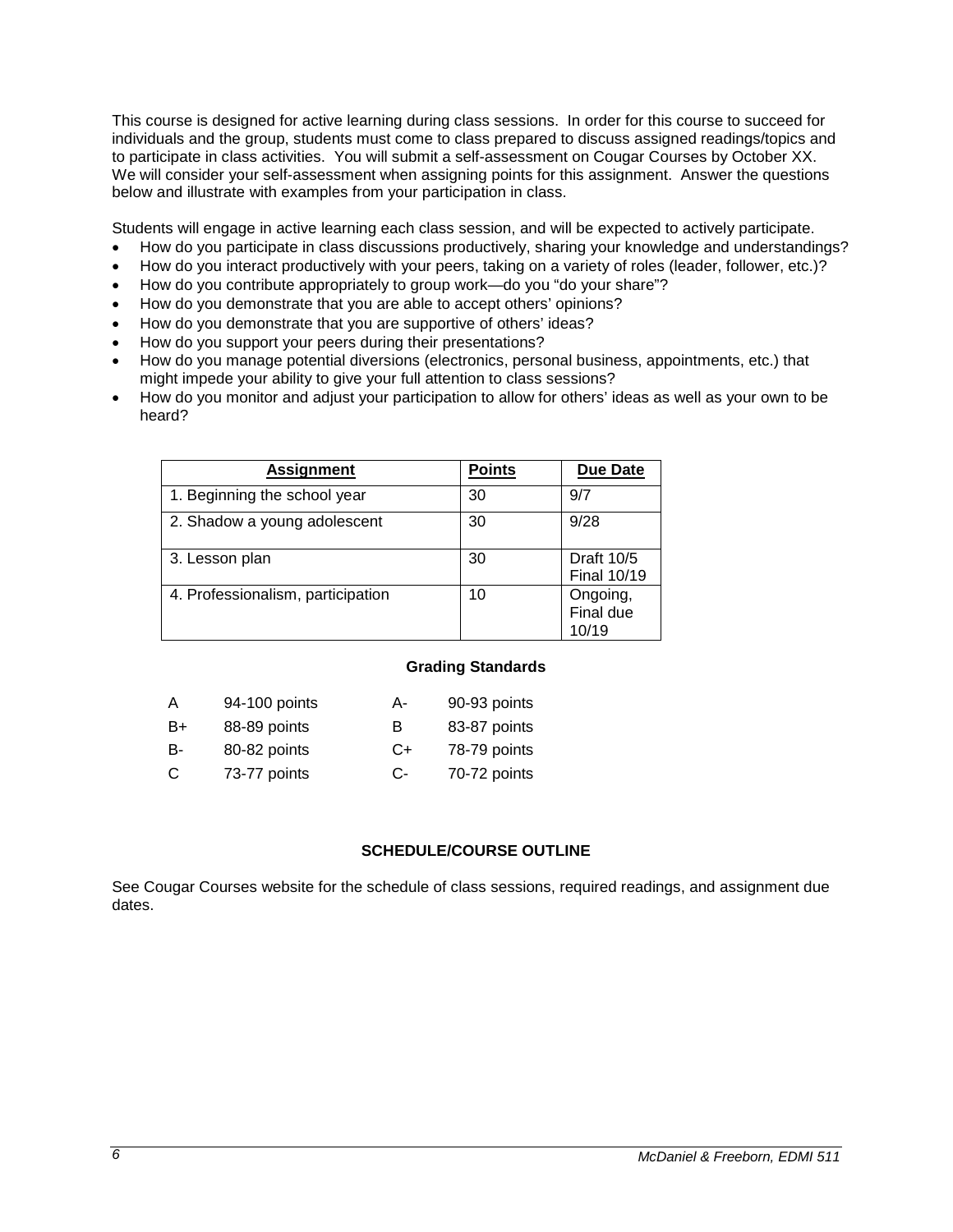This course is designed for active learning during class sessions. In order for this course to succeed for individuals and the group, students must come to class prepared to discuss assigned readings/topics and to participate in class activities. You will submit a self-assessment on Cougar Courses by October XX. We will consider your self-assessment when assigning points for this assignment. Answer the questions below and illustrate with examples from your participation in class.

Students will engage in active learning each class session, and will be expected to actively participate.

- How do you participate in class discussions productively, sharing your knowledge and understandings?
- How do you interact productively with your peers, taking on a variety of roles (leader, follower, etc.)?
- How do you contribute appropriately to group work—do you "do your share"?
- How do you demonstrate that you are able to accept others' opinions?
- How do you demonstrate that you are supportive of others' ideas?
- How do you support your peers during their presentations?
- How do you manage potential diversions (electronics, personal business, appointments, etc.) that might impede your ability to give your full attention to class sessions?
- How do you monitor and adjust your participation to allow for others' ideas as well as your own to be heard?

| Assignment | Points | Due Date |
|---|---|---|
| 1. Beginning the school year | 30 | 9/7 |
| 2. Shadow a young adolescent | 30 | 9/28 |
| 3. Lesson plan | 30 | Draft 10/5<br>Final 10/19 |
| 4. Professionalism, participation | 10 | Ongoing, Final due 10/19 |

**Grading Standards**

| | | | |
|---|---|---|---|
| A | 94-100 points | A- | 90-93 points |
| B+ | 88-89 points | B | 83-87 points |
| B- | 80-82 points | C+ | 78-79 points |
| C | 73-77 points | C- | 70-72 points |

## SCHEDULE/COURSE OUTLINE

See Cougar Courses website for the schedule of class sessions, required readings, and assignment due dates.